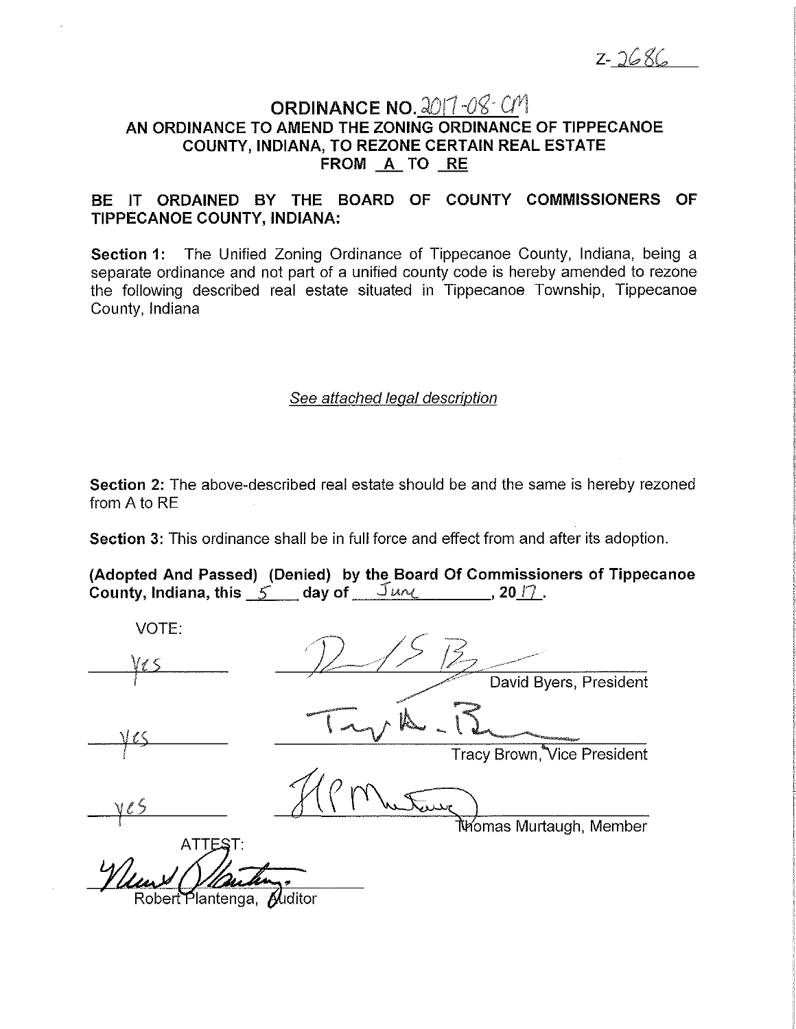Z-2686

# ORDINANCE NO. 2017-08-CM

## AN ORDINANCE TO AMEND THE ZONING ORDINANCE OF TIPPECANOE COUNTY, INDIANA, TO REZONE CERTAIN REAL ESTATE FROM A TO RE

**BE IT ORDAINED BY THE BOARD OF COUNTY COMMISSIONERS OF TIPPECANOE COUNTY, INDIANA:**

**Section 1:** The Unified Zoning Ordinance of Tippecanoe County, Indiana, being a separate ordinance and not part of a unified county code is hereby amended to rezone the following described real estate situated in Tippecanoe Township, Tippecanoe County, Indiana

*See attached legal description*

**Section 2:** The above-described real estate should be and the same is hereby rezoned from A to RE

**Section 3:** This ordinance shall be in full force and effect from and after its adoption.

**(Adopted And Passed) (Denied) by the Board Of Commissioners of Tippecanoe County, Indiana, this 5 day of June, 2017.**

VOTE:

yes — David Byers, President

yes — Tracy Brown, Vice President

yes — Thomas Murtaugh, Member

ATTEST:

Robert Plantenga, Auditor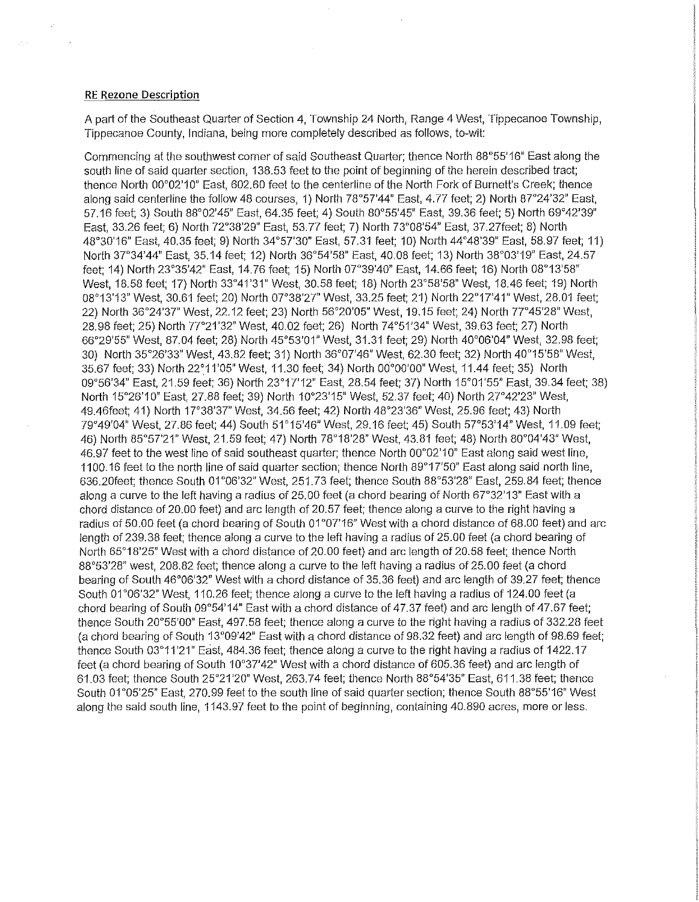**RE Rezone Description**

A part of the Southeast Quarter of Section 4, Township 24 North, Range 4 West, Tippecanoe Township, Tippecanoe County, Indiana, being more completely described as follows, to-wit:

Commencing at the southwest corner of said Southeast Quarter; thence North 88°55'16" East along the south line of said quarter section, 138.53 feet to the point of beginning of the herein described tract; thence North 00°02'10" East, 602.60 feet to the centerline of the North Fork of Burnett's Creek; thence along said centerline the follow 48 courses, 1) North 78°57'44" East, 4.77 feet; 2) North 87°24'32" East, 57.16 feet; 3) South 88°02'45" East, 64.35 feet; 4) South 80°55'45" East, 39.36 feet; 5) North 69°42'39" East, 33.26 feet; 6) North 72°38'29" East, 53.77 feet; 7) North 73°08'54" East, 37.27feet; 8) North 48°30'16" East, 40.35 feet; 9) North 34°57'30" East, 57.31 feet; 10) North 44°48'39" East, 58.97 feet; 11) North 37°34'44" East, 35.14 feet; 12) North 36°54'58" East, 40.08 feet; 13) North 38°03'19" East, 24.57 feet; 14) North 23°35'42" East, 14.76 feet; 15) North 07°39'40" East, 14.66 feet; 16) North 08°13'58" West, 18.58 feet; 17) North 33°41'31" West, 30.58 feet; 18) North 23°58'58" West, 18.46 feet; 19) North 08°13'13" West, 30.61 feet; 20) North 07°38'27" West, 33.25 feet; 21) North 22°17'41" West, 28.01 feet; 22) North 36°24'37" West, 22.12 feet; 23) North 56°20'05" West, 19.15 feet; 24) North 77°45'28" West, 28.98 feet; 25) North 77°21'32" West, 40.02 feet; 26) North 74°51'34" West, 39.63 feet; 27) North 66°29'55" West, 87.04 feet; 28) North 45°53'01" West, 31.31 feet; 29) North 40°06'04" West, 32.98 feet; 30) North 35°26'33" West, 43.82 feet; 31) North 36°07'46" West, 62.30 feet; 32) North 40°15'58" West, 35.67 feet; 33) North 22°11'05" West, 11.30 feet; 34) North 00°00'00" West, 11.44 feet; 35) North 09°56'34" East, 21.59 feet; 36) North 23°17'12" East, 28.54 feet; 37) North 15°01'55" East, 39.34 feet; 38) North 15°26'10" East, 27.88 feet; 39) North 10°23'15" West, 52.37 feet; 40) North 27°42'23" West, 49.46feet; 41) North 17°38'37" West, 34.56 feet; 42) North 48°23'36" West, 25.96 feet; 43) North 79°49'04" West, 27.86 feet; 44) South 51°15'46" West, 29.16 feet; 45) South 57°53'14" West, 11.09 feet; 46) North 85°57'21" West, 21.59 feet; 47) North 78°18'28" West, 43.81 feet; 48) North 80°04'43" West, 46.97 feet to the west line of said southeast quarter; thence North 00°02'10" East along said west line, 1100.16 feet to the north line of said quarter section; thence North 89°17'50" East along said north line, 636.20feet; thence South 01°06'32" West, 251.73 feet; thence South 88°53'28" East, 259.84 feet; thence along a curve to the left having a radius of 25.00 feet (a chord bearing of North 67°32'13" East with a chord distance of 20.00 feet) and arc length of 20.57 feet; thence along a curve to the right having a radius of 50.00 feet (a chord bearing of South 01°07'16" West with a chord distance of 68.00 feet) and arc length of 239.38 feet; thence along a curve to the left having a radius of 25.00 feet (a chord bearing of North 65°18'25" West with a chord distance of 20.00 feet) and arc length of 20.58 feet; thence North 88°53'28" west, 208.82 feet; thence along a curve to the left having a radius of 25.00 feet (a chord bearing of South 46°06'32" West with a chord distance of 35.36 feet) and arc length of 39.27 feet; thence South 01°06'32" West, 110.26 feet; thence along a curve to the left having a radius of 124.00 feet (a chord bearing of South 09°54'14" East with a chord distance of 47.37 feet) and arc length of 47.67 feet; thence South 20°55'00" East, 497.58 feet; thence along a curve to the right having a radius of 332.28 feet (a chord bearing of South 13°09'42" East with a chord distance of 98.32 feet) and arc length of 98.69 feet; thence South 03°11'21" East, 484.36 feet; thence along a curve to the right having a radius of 1422.17 feet (a chord bearing of South 10°37'42" West with a chord distance of 605.36 feet) and arc length of 61.03 feet; thence South 25°21'20" West, 263.74 feet; thence North 88°54'35" East, 611.38 feet; thence South 01°05'25" East, 270.99 feet to the south line of said quarter section; thence South 88°55'16" West along the said south line, 1143.97 feet to the point of beginning, containing 40.890 acres, more or less.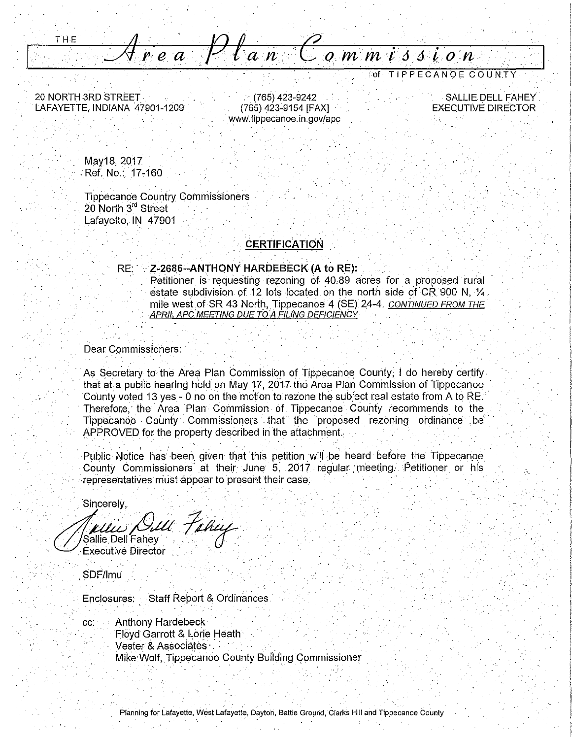# THE Area Plan Commission

of TIPPECANOE COUNTY

20 NORTH 3RD STREET
LAFAYETTE, INDIANA 47901-1209

(765) 423-9242
(765) 423-9154 [FAX]
www.tippecanoe.in.gov/apc

SALLIE DELL FAHEY
EXECUTIVE DIRECTOR

May18, 2017
Ref. No.: 17-160

Tippecanoe Country Commissioners
20 North 3rd Street
Lafayette, IN 47901

**CERTIFICATION**

RE: **Z-2686--ANTHONY HARDEBECK (A to RE):**
Petitioner is requesting rezoning of 40.89 acres for a proposed rural estate subdivision of 12 lots located on the north side of CR 900 N, ¼ mile west of SR 43 North, Tippecanoe 4 (SE) 24-4. *CONTINUED FROM THE APRIL APC MEETING DUE TO A FILING DEFICIENCY*

Dear Commissioners:

As Secretary to the Area Plan Commission of Tippecanoe County, I do hereby certify that at a public hearing held on May 17, 2017 the Area Plan Commission of Tippecanoe County voted 13 yes - 0 no on the motion to rezone the subject real estate from A to RE. Therefore, the Area Plan Commission of Tippecanoe County recommends to the Tippecanoe County Commissioners that the proposed rezoning ordinance be APPROVED for the property described in the attachment.

Public Notice has been given that this petition will be heard before the Tippecanoe County Commissioners at their June 5, 2017 regular meeting. Petitioner or his representatives must appear to present their case.

Sincerely,

Sallie Dell Fahey
Executive Director

SDF/lmu

Enclosures: Staff Report & Ordinances

cc: Anthony Hardebeck
Floyd Garrott & Lorie Heath
Vester & Associates
Mike Wolf, Tippecanoe County Building Commissioner

Planning for Lafayette, West Lafayette, Dayton, Battle Ground, Clarks Hill and Tippecanoe County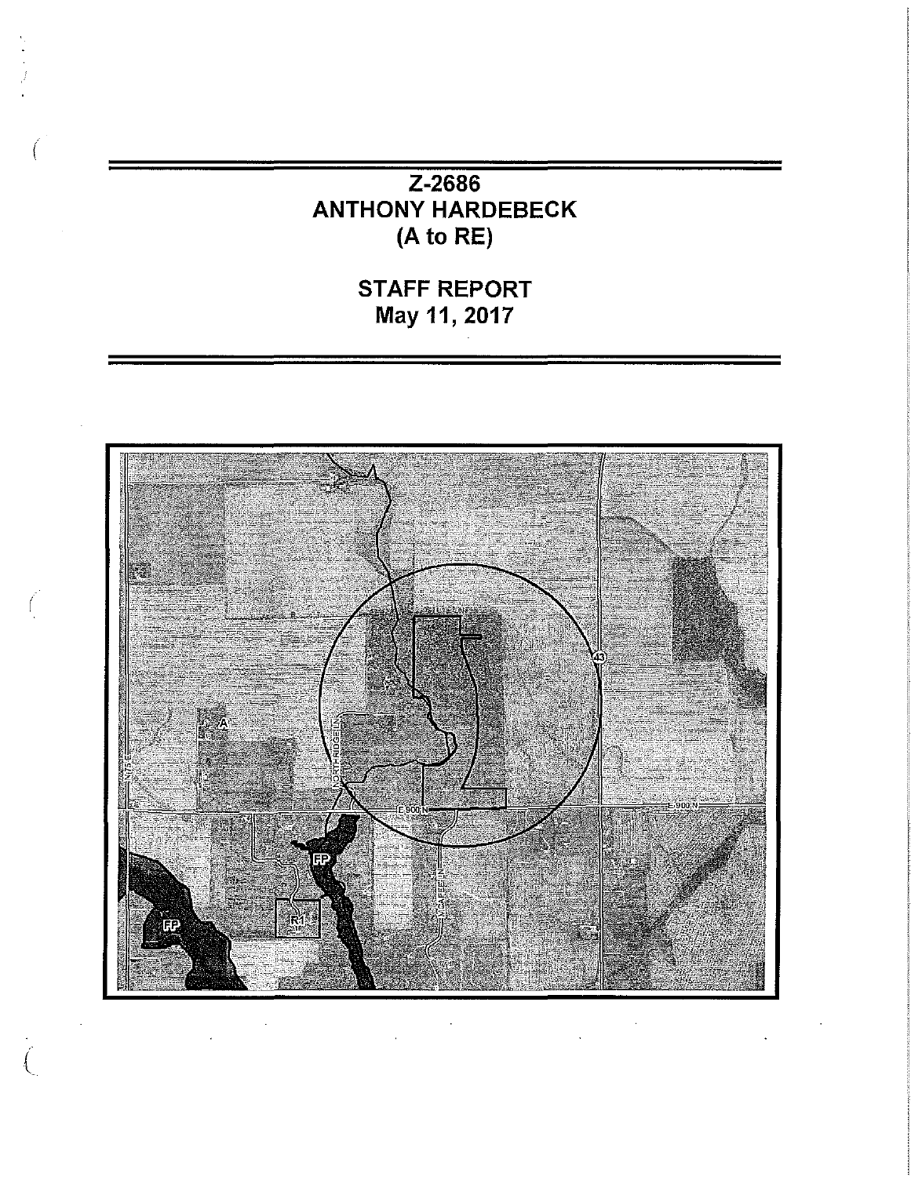# Z-2686
# ANTHONY HARDEBECK
# (A to RE)

## STAFF REPORT
## May 11, 2017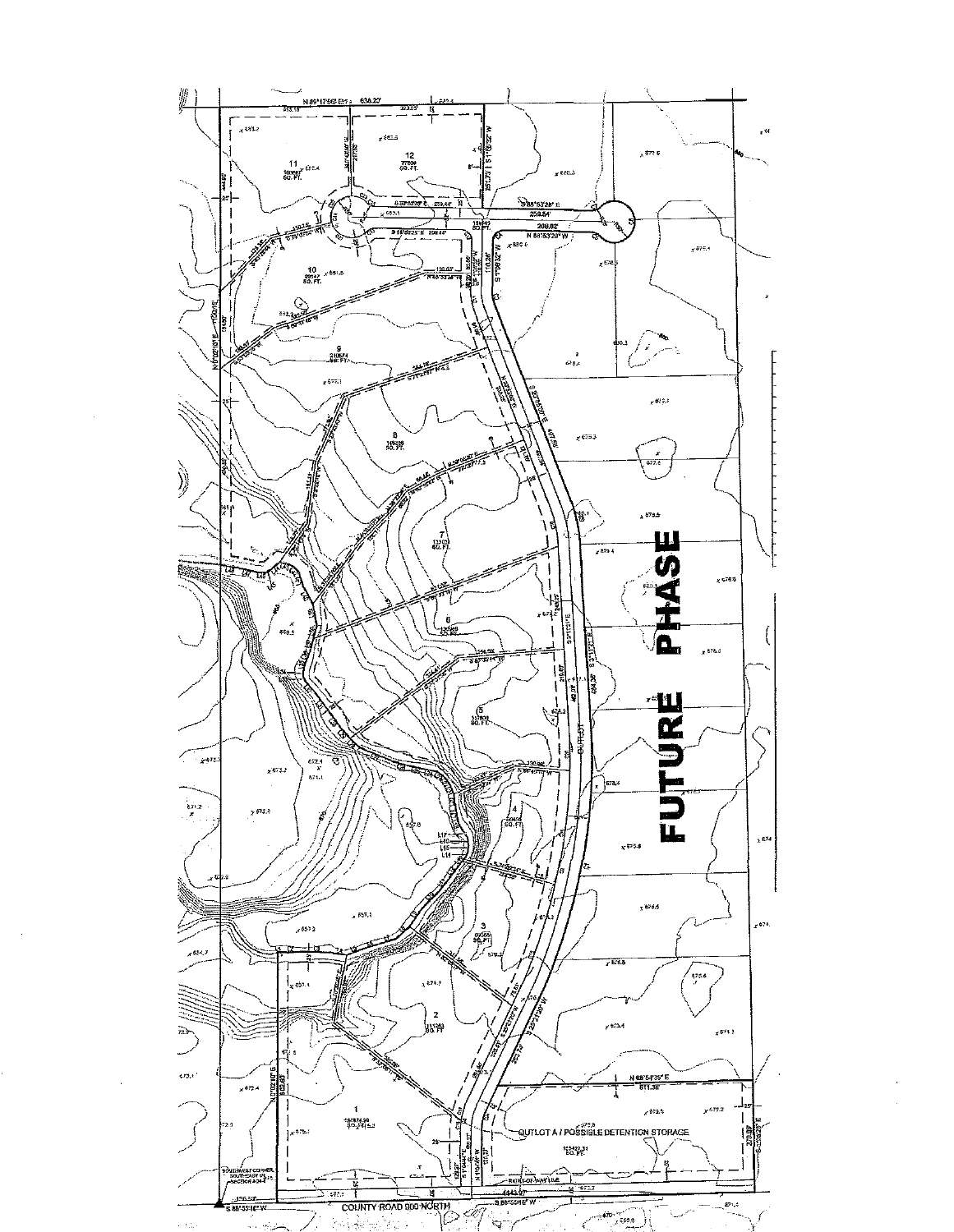N 89°17'56" E 636.27

11

12
77696
SQ. FT.

S 88°53'28" E
259.64'

N 88°53'28" W
208.82'

S 1°06'32" W
110.28'

10
89547
SQ. FT.

9
210674
SQ. FT.

8
149139
SQ. FT.

7
SQ. FT.

6
129589
SQ. FT.

5
117808
SQ. FT.

4
50456
SQ. FT.

3
85561
SQ. FT.

2
111263
SQ. FT.

1
154874.96
SQ. FT.

OUTLOT

S 3°11'21" E
494.36'

**FUTURE PHASE**

N 88°54'35" E
611.38'

OUTLOT A / POSSIBLE DETENTION STORAGE

125422.31
SQ. FT.

RIGHT-OF-WAY LINE

SOUTHWEST CORNER, SOUTHEAST 1/4, SECTION

S 88°55'16" W

4543.07'

COUNTY ROAD 900 NORTH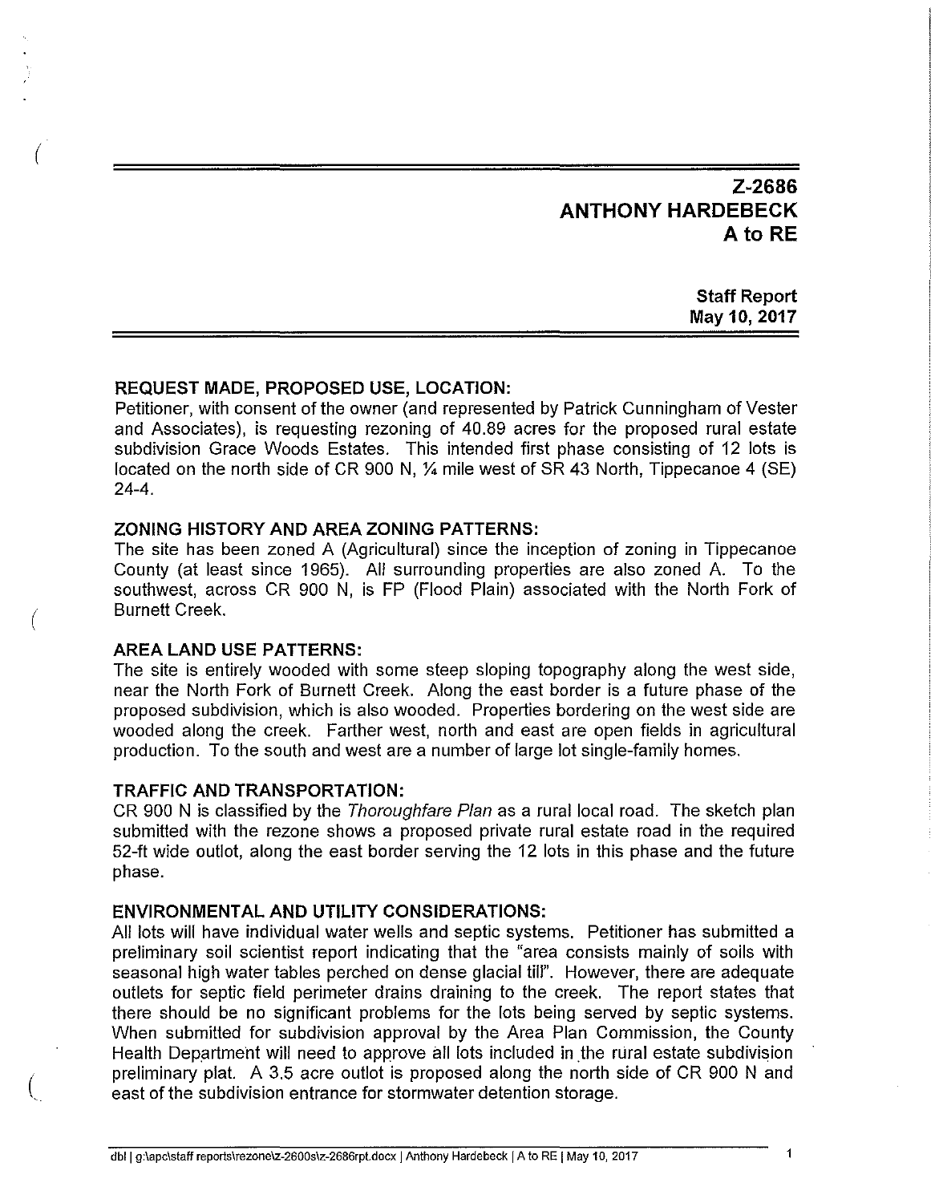# Z-2686
# ANTHONY HARDEBECK
# A to RE

**Staff Report**
**May 10, 2017**

## REQUEST MADE, PROPOSED USE, LOCATION:

Petitioner, with consent of the owner (and represented by Patrick Cunningham of Vester and Associates), is requesting rezoning of 40.89 acres for the proposed rural estate subdivision Grace Woods Estates. This intended first phase consisting of 12 lots is located on the north side of CR 900 N, ¼ mile west of SR 43 North, Tippecanoe 4 (SE) 24-4.

## ZONING HISTORY AND AREA ZONING PATTERNS:

The site has been zoned A (Agricultural) since the inception of zoning in Tippecanoe County (at least since 1965). All surrounding properties are also zoned A. To the southwest, across CR 900 N, is FP (Flood Plain) associated with the North Fork of Burnett Creek.

## AREA LAND USE PATTERNS:

The site is entirely wooded with some steep sloping topography along the west side, near the North Fork of Burnett Creek. Along the east border is a future phase of the proposed subdivision, which is also wooded. Properties bordering on the west side are wooded along the creek. Farther west, north and east are open fields in agricultural production. To the south and west are a number of large lot single-family homes.

## TRAFFIC AND TRANSPORTATION:

CR 900 N is classified by the *Thoroughfare Plan* as a rural local road. The sketch plan submitted with the rezone shows a proposed private rural estate road in the required 52-ft wide outlot, along the east border serving the 12 lots in this phase and the future phase.

## ENVIRONMENTAL AND UTILITY CONSIDERATIONS:

All lots will have individual water wells and septic systems. Petitioner has submitted a preliminary soil scientist report indicating that the "area consists mainly of soils with seasonal high water tables perched on dense glacial till". However, there are adequate outlets for septic field perimeter drains draining to the creek. The report states that there should be no significant problems for the lots being served by septic systems. When submitted for subdivision approval by the Area Plan Commission, the County Health Department will need to approve all lots included in the rural estate subdivision preliminary plat. A 3.5 acre outlot is proposed along the north side of CR 900 N and east of the subdivision entrance for stormwater detention storage.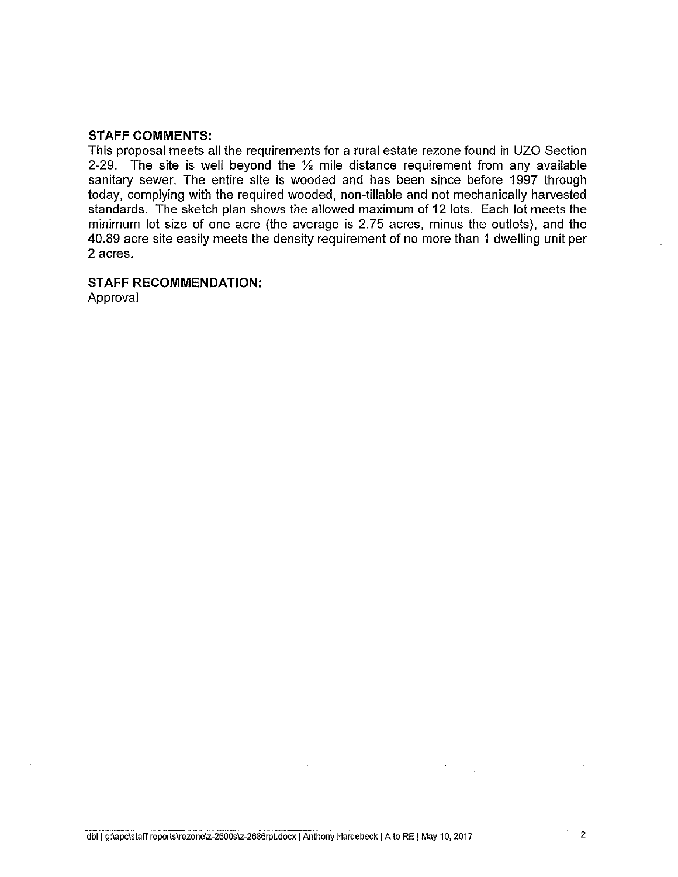**STAFF COMMENTS:**

This proposal meets all the requirements for a rural estate rezone found in UZO Section 2-29. The site is well beyond the ½ mile distance requirement from any available sanitary sewer. The entire site is wooded and has been since before 1997 through today, complying with the required wooded, non-tillable and not mechanically harvested standards. The sketch plan shows the allowed maximum of 12 lots. Each lot meets the minimum lot size of one acre (the average is 2.75 acres, minus the outlots), and the 40.89 acre site easily meets the density requirement of no more than 1 dwelling unit per 2 acres.

**STAFF RECOMMENDATION:**

Approval